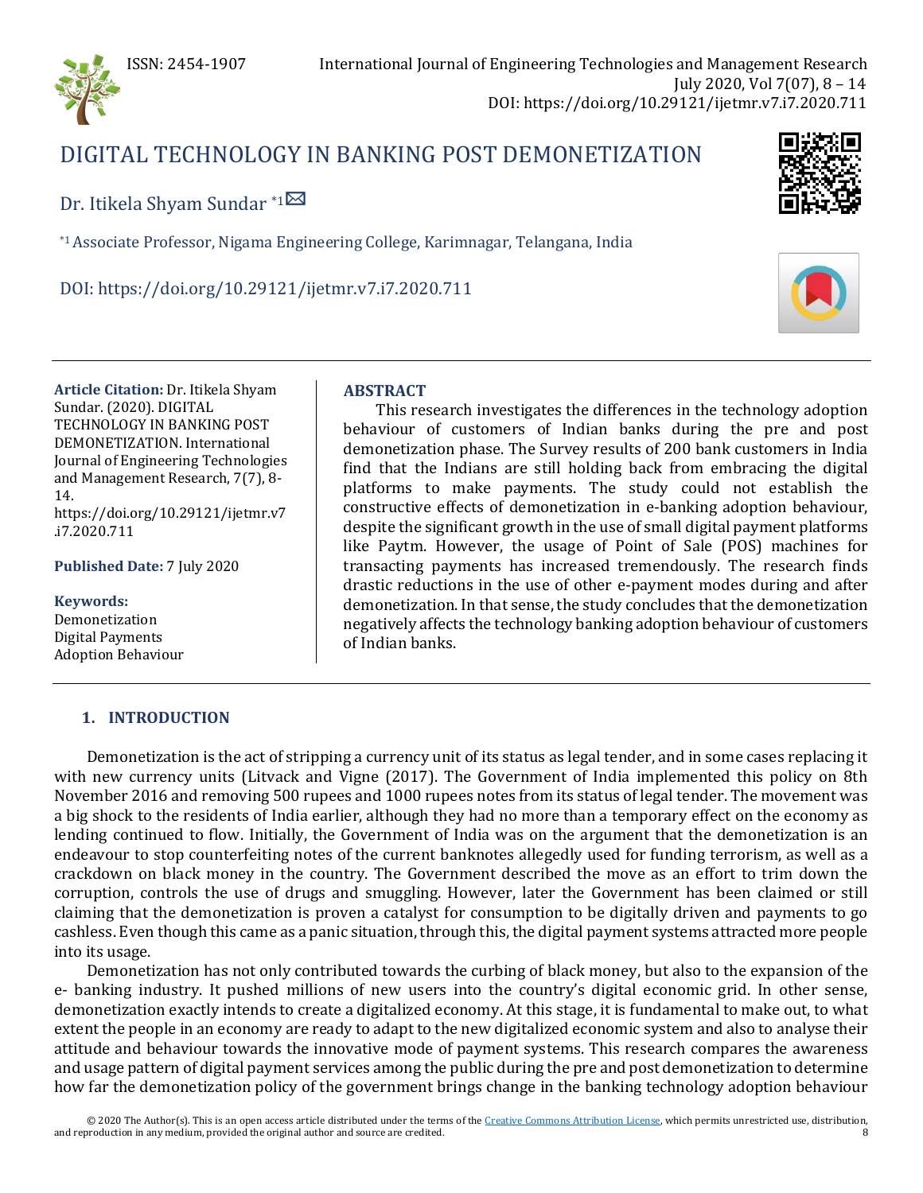# DIGITAL TECHNOLOGY IN BANKING POST DEMONETIZATION

Dr. Itikela Shyam Sundar [*1]

[*1] Associate Professor, Nigama Engineering College, Karimnagar, Telangana, India

DOI: https://doi.org/10.29121/ijetmr.v7.i7.2020.711

**Article Citation:** Dr. Itikela Shyam Sundar. (2020). DIGITAL TECHNOLOGY IN BANKING POST DEMONETIZATION. International Journal of Engineering Technologies and Management Research, 7(7), 8-14. https://doi.org/10.29121/ijetmr.v7.i7.2020.711

**Published Date:** 7 July 2020

**Keywords:**
Demonetization
Digital Payments
Adoption Behaviour

## ABSTRACT

This research investigates the differences in the technology adoption behaviour of customers of Indian banks during the pre and post demonetization phase. The Survey results of 200 bank customers in India find that the Indians are still holding back from embracing the digital platforms to make payments. The study could not establish the constructive effects of demonetization in e-banking adoption behaviour, despite the significant growth in the use of small digital payment platforms like Paytm. However, the usage of Point of Sale (POS) machines for transacting payments has increased tremendously. The research finds drastic reductions in the use of other e-payment modes during and after demonetization. In that sense, the study concludes that the demonetization negatively affects the technology banking adoption behaviour of customers of Indian banks.

## 1. INTRODUCTION

Demonetization is the act of stripping a currency unit of its status as legal tender, and in some cases replacing it with new currency units (Litvack and Vigne (2017). The Government of India implemented this policy on 8th November 2016 and removing 500 rupees and 1000 rupees notes from its status of legal tender. The movement was a big shock to the residents of India earlier, although they had no more than a temporary effect on the economy as lending continued to flow. Initially, the Government of India was on the argument that the demonetization is an endeavour to stop counterfeiting notes of the current banknotes allegedly used for funding terrorism, as well as a crackdown on black money in the country. The Government described the move as an effort to trim down the corruption, controls the use of drugs and smuggling. However, later the Government has been claimed or still claiming that the demonetization is proven a catalyst for consumption to be digitally driven and payments to go cashless. Even though this came as a panic situation, through this, the digital payment systems attracted more people into its usage.

Demonetization has not only contributed towards the curbing of black money, but also to the expansion of the e- banking industry. It pushed millions of new users into the country's digital economic grid. In other sense, demonetization exactly intends to create a digitalized economy. At this stage, it is fundamental to make out, to what extent the people in an economy are ready to adapt to the new digitalized economic system and also to analyse their attitude and behaviour towards the innovative mode of payment systems. This research compares the awareness and usage pattern of digital payment services among the public during the pre and post demonetization to determine how far the demonetization policy of the government brings change in the banking technology adoption behaviour

© 2020 The Author(s). This is an open access article distributed under the terms of the Creative Commons Attribution License, which permits unrestricted use, distribution, and reproduction in any medium, provided the original author and source are credited.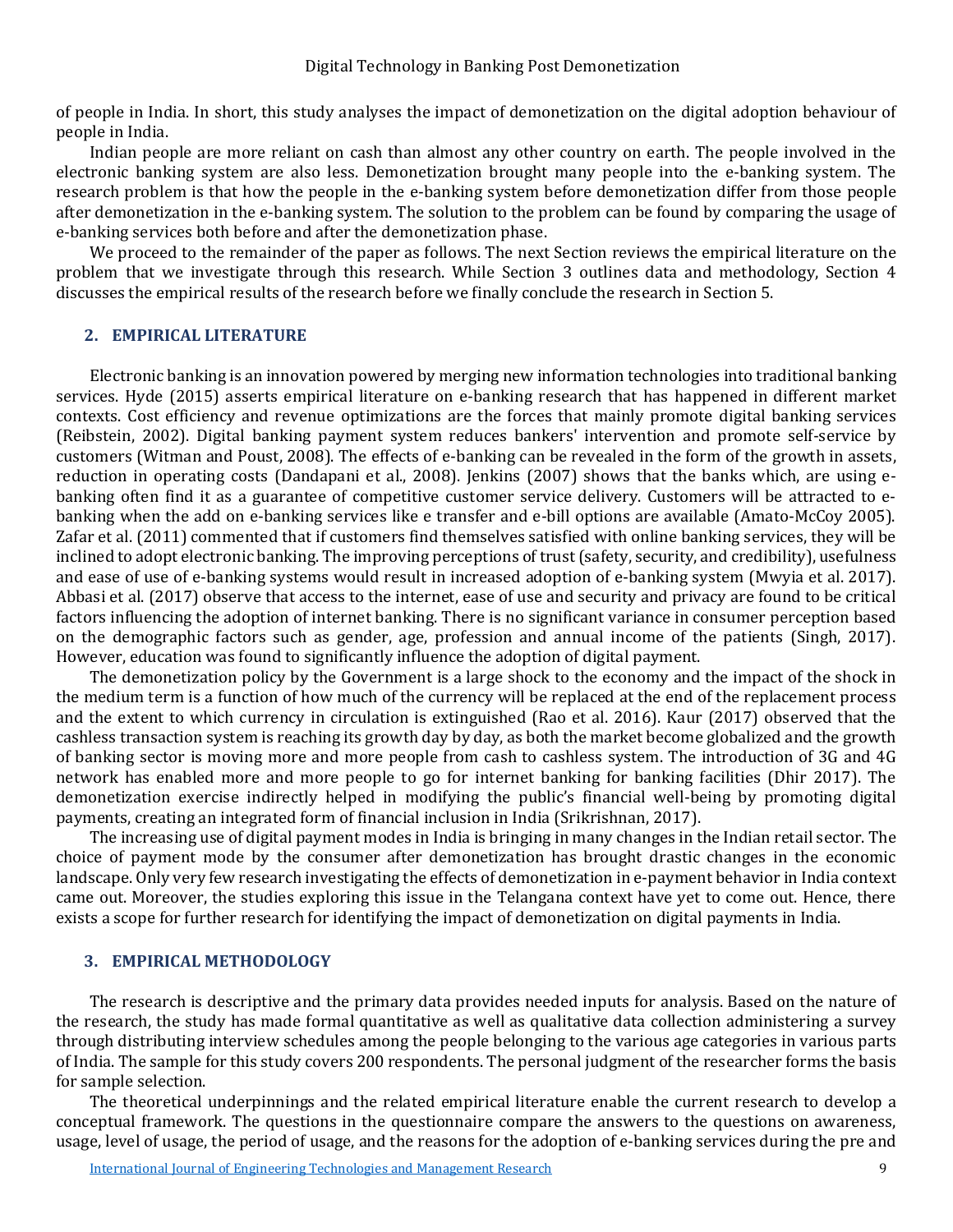of people in India. In short, this study analyses the impact of demonetization on the digital adoption behaviour of people in India.

Indian people are more reliant on cash than almost any other country on earth. The people involved in the electronic banking system are also less. Demonetization brought many people into the e-banking system. The research problem is that how the people in the e-banking system before demonetization differ from those people after demonetization in the e-banking system. The solution to the problem can be found by comparing the usage of e-banking services both before and after the demonetization phase.

We proceed to the remainder of the paper as follows. The next Section reviews the empirical literature on the problem that we investigate through this research. While Section 3 outlines data and methodology, Section 4 discusses the empirical results of the research before we finally conclude the research in Section 5.

## 2. EMPIRICAL LITERATURE

Electronic banking is an innovation powered by merging new information technologies into traditional banking services. Hyde (2015) asserts empirical literature on e-banking research that has happened in different market contexts. Cost efficiency and revenue optimizations are the forces that mainly promote digital banking services (Reibstein, 2002). Digital banking payment system reduces bankers' intervention and promote self-service by customers (Witman and Poust, 2008). The effects of e-banking can be revealed in the form of the growth in assets, reduction in operating costs (Dandapani et al., 2008). Jenkins (2007) shows that the banks which, are using e-banking often find it as a guarantee of competitive customer service delivery. Customers will be attracted to e-banking when the add on e-banking services like e transfer and e-bill options are available (Amato-McCoy 2005). Zafar et al. (2011) commented that if customers find themselves satisfied with online banking services, they will be inclined to adopt electronic banking. The improving perceptions of trust (safety, security, and credibility), usefulness and ease of use of e-banking systems would result in increased adoption of e-banking system (Mwyia et al. 2017). Abbasi et al. (2017) observe that access to the internet, ease of use and security and privacy are found to be critical factors influencing the adoption of internet banking. There is no significant variance in consumer perception based on the demographic factors such as gender, age, profession and annual income of the patients (Singh, 2017). However, education was found to significantly influence the adoption of digital payment.

The demonetization policy by the Government is a large shock to the economy and the impact of the shock in the medium term is a function of how much of the currency will be replaced at the end of the replacement process and the extent to which currency in circulation is extinguished (Rao et al. 2016). Kaur (2017) observed that the cashless transaction system is reaching its growth day by day, as both the market become globalized and the growth of banking sector is moving more and more people from cash to cashless system. The introduction of 3G and 4G network has enabled more and more people to go for internet banking for banking facilities (Dhir 2017). The demonetization exercise indirectly helped in modifying the public's financial well-being by promoting digital payments, creating an integrated form of financial inclusion in India (Srikrishnan, 2017).

The increasing use of digital payment modes in India is bringing in many changes in the Indian retail sector. The choice of payment mode by the consumer after demonetization has brought drastic changes in the economic landscape. Only very few research investigating the effects of demonetization in e-payment behavior in India context came out. Moreover, the studies exploring this issue in the Telangana context have yet to come out. Hence, there exists a scope for further research for identifying the impact of demonetization on digital payments in India.

## 3. EMPIRICAL METHODOLOGY

The research is descriptive and the primary data provides needed inputs for analysis. Based on the nature of the research, the study has made formal quantitative as well as qualitative data collection administering a survey through distributing interview schedules among the people belonging to the various age categories in various parts of India. The sample for this study covers 200 respondents. The personal judgment of the researcher forms the basis for sample selection.

The theoretical underpinnings and the related empirical literature enable the current research to develop a conceptual framework. The questions in the questionnaire compare the answers to the questions on awareness, usage, level of usage, the period of usage, and the reasons for the adoption of e-banking services during the pre and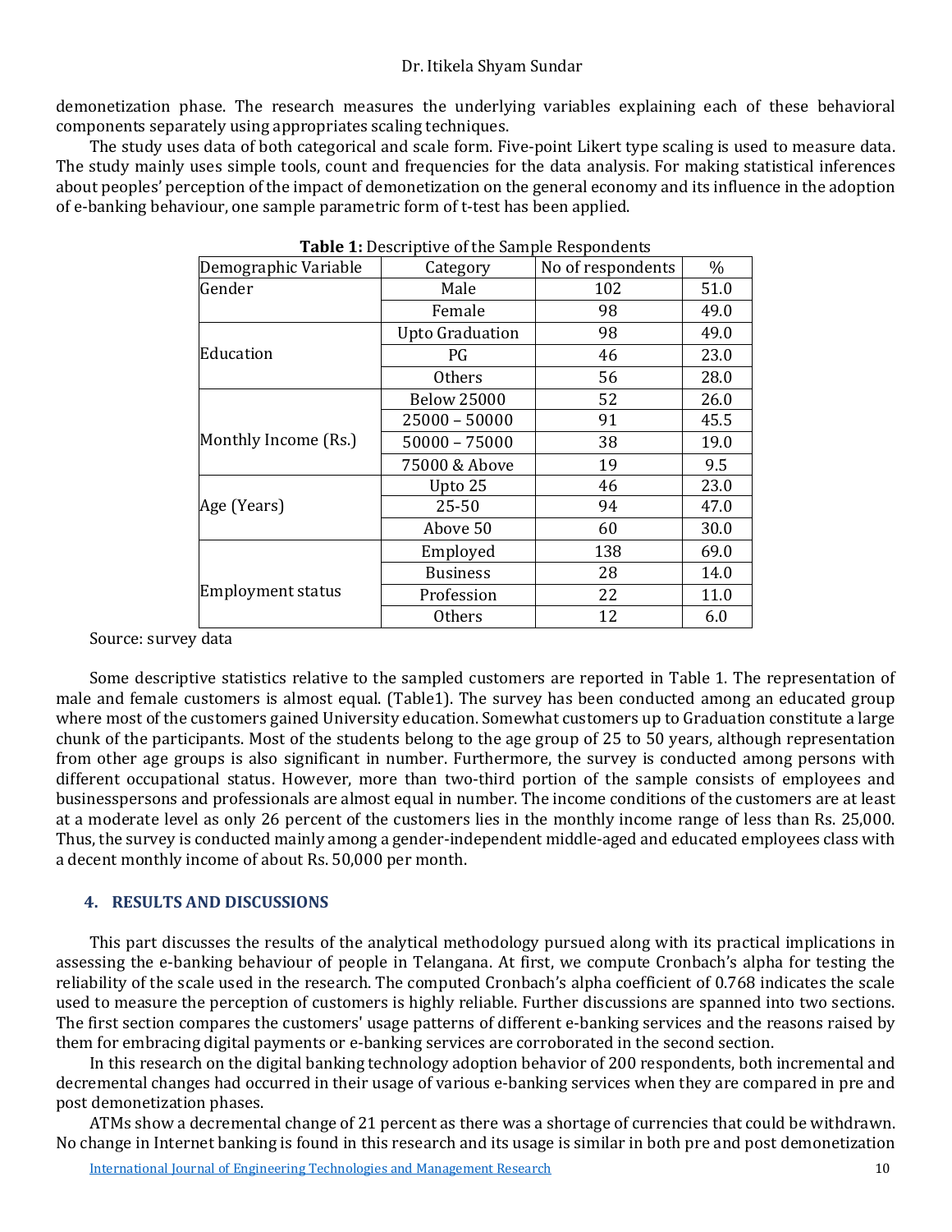demonetization phase. The research measures the underlying variables explaining each of these behavioral components separately using appropriates scaling techniques.

The study uses data of both categorical and scale form. Five-point Likert type scaling is used to measure data. The study mainly uses simple tools, count and frequencies for the data analysis. For making statistical inferences about peoples' perception of the impact of demonetization on the general economy and its influence in the adoption of e-banking behaviour, one sample parametric form of t-test has been applied.

**Table 1:** Descriptive of the Sample Respondents

| Demographic Variable | Category | No of respondents | % |
|---|---|---|---|
| Gender | Male | 102 | 51.0 |
| | Female | 98 | 49.0 |
| Education | Upto Graduation | 98 | 49.0 |
| | PG | 46 | 23.0 |
| | Others | 56 | 28.0 |
| Monthly Income (Rs.) | Below 25000 | 52 | 26.0 |
| | 25000 – 50000 | 91 | 45.5 |
| | 50000 – 75000 | 38 | 19.0 |
| | 75000 & Above | 19 | 9.5 |
| Age (Years) | Upto 25 | 46 | 23.0 |
| | 25-50 | 94 | 47.0 |
| | Above 50 | 60 | 30.0 |
| Employment status | Employed | 138 | 69.0 |
| | Business | 28 | 14.0 |
| | Profession | 22 | 11.0 |
| | Others | 12 | 6.0 |

Source: survey data

Some descriptive statistics relative to the sampled customers are reported in Table 1. The representation of male and female customers is almost equal. (Table1). The survey has been conducted among an educated group where most of the customers gained University education. Somewhat customers up to Graduation constitute a large chunk of the participants. Most of the students belong to the age group of 25 to 50 years, although representation from other age groups is also significant in number. Furthermore, the survey is conducted among persons with different occupational status. However, more than two-third portion of the sample consists of employees and businesspersons and professionals are almost equal in number. The income conditions of the customers are at least at a moderate level as only 26 percent of the customers lies in the monthly income range of less than Rs. 25,000. Thus, the survey is conducted mainly among a gender-independent middle-aged and educated employees class with a decent monthly income of about Rs. 50,000 per month.

## 4. RESULTS AND DISCUSSIONS

This part discusses the results of the analytical methodology pursued along with its practical implications in assessing the e-banking behaviour of people in Telangana. At first, we compute Cronbach's alpha for testing the reliability of the scale used in the research. The computed Cronbach's alpha coefficient of 0.768 indicates the scale used to measure the perception of customers is highly reliable. Further discussions are spanned into two sections. The first section compares the customers' usage patterns of different e-banking services and the reasons raised by them for embracing digital payments or e-banking services are corroborated in the second section.

In this research on the digital banking technology adoption behavior of 200 respondents, both incremental and decremental changes had occurred in their usage of various e-banking services when they are compared in pre and post demonetization phases.

ATMs show a decremental change of 21 percent as there was a shortage of currencies that could be withdrawn. No change in Internet banking is found in this research and its usage is similar in both pre and post demonetization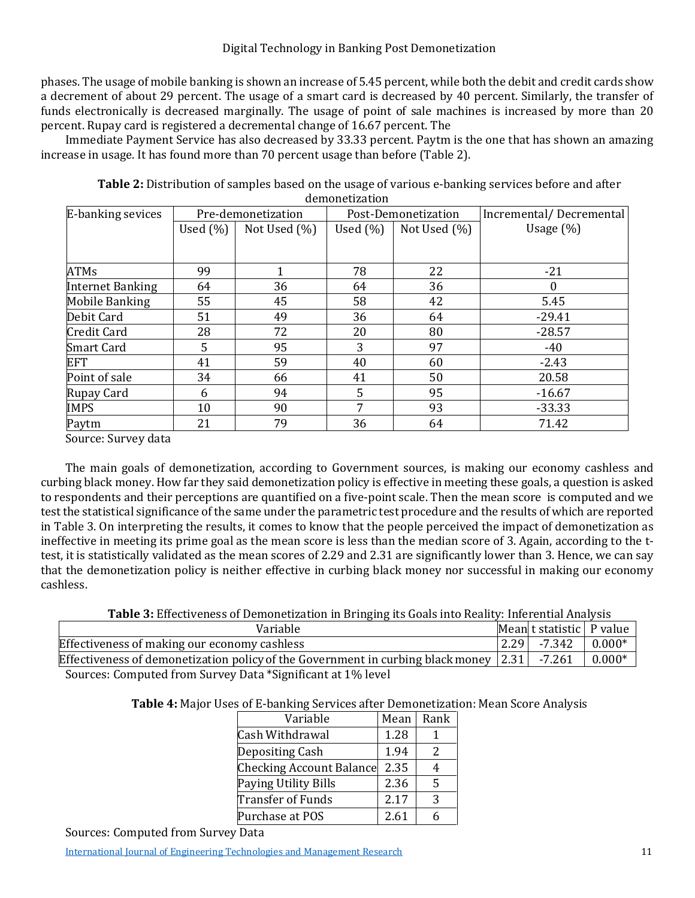phases. The usage of mobile banking is shown an increase of 5.45 percent, while both the debit and credit cards show a decrement of about 29 percent. The usage of a smart card is decreased by 40 percent. Similarly, the transfer of funds electronically is decreased marginally. The usage of point of sale machines is increased by more than 20 percent. Rupay card is registered a decremental change of 16.67 percent. The

Immediate Payment Service has also decreased by 33.33 percent. Paytm is the one that has shown an amazing increase in usage. It has found more than 70 percent usage than before (Table 2).

**Table 2:** Distribution of samples based on the usage of various e-banking services before and after demonetization

| E-banking sevices | Pre-demonetization | | Post-Demonetization | | Incremental/ Decremental Usage (%) |
|---|---|---|---|---|---|
| | Used (%) | Not Used (%) | Used (%) | Not Used (%) | |
| ATMs | 99 | 1 | 78 | 22 | -21 |
| Internet Banking | 64 | 36 | 64 | 36 | 0 |
| Mobile Banking | 55 | 45 | 58 | 42 | 5.45 |
| Debit Card | 51 | 49 | 36 | 64 | -29.41 |
| Credit Card | 28 | 72 | 20 | 80 | -28.57 |
| Smart Card | 5 | 95 | 3 | 97 | -40 |
| EFT | 41 | 59 | 40 | 60 | -2.43 |
| Point of sale | 34 | 66 | 41 | 50 | 20.58 |
| Rupay Card | 6 | 94 | 5 | 95 | -16.67 |
| IMPS | 10 | 90 | 7 | 93 | -33.33 |
| Paytm | 21 | 79 | 36 | 64 | 71.42 |

Source: Survey data

The main goals of demonetization, according to Government sources, is making our economy cashless and curbing black money. How far they said demonetization policy is effective in meeting these goals, a question is asked to respondents and their perceptions are quantified on a five-point scale. Then the mean score is computed and we test the statistical significance of the same under the parametric test procedure and the results of which are reported in Table 3. On interpreting the results, it comes to know that the people perceived the impact of demonetization as ineffective in meeting its prime goal as the mean score is less than the median score of 3. Again, according to the t-test, it is statistically validated as the mean scores of 2.29 and 2.31 are significantly lower than 3. Hence, we can say that the demonetization policy is neither effective in curbing black money nor successful in making our economy cashless.

**Table 3:** Effectiveness of Demonetization in Bringing its Goals into Reality: Inferential Analysis

| Variable | Mean | t statistic | P value |
|---|---|---|---|
| Effectiveness of making our economy cashless | 2.29 | -7.342 | 0.000* |
| Effectiveness of demonetization policy of the Government in curbing black money | 2.31 | -7.261 | 0.000* |

Sources: Computed from Survey Data *Significant at 1% level

**Table 4:** Major Uses of E-banking Services after Demonetization: Mean Score Analysis

| Variable | Mean | Rank |
|---|---|---|
| Cash Withdrawal | 1.28 | 1 |
| Depositing Cash | 1.94 | 2 |
| Checking Account Balance | 2.35 | 4 |
| Paying Utility Bills | 2.36 | 5 |
| Transfer of Funds | 2.17 | 3 |
| Purchase at POS | 2.61 | 6 |

Sources: Computed from Survey Data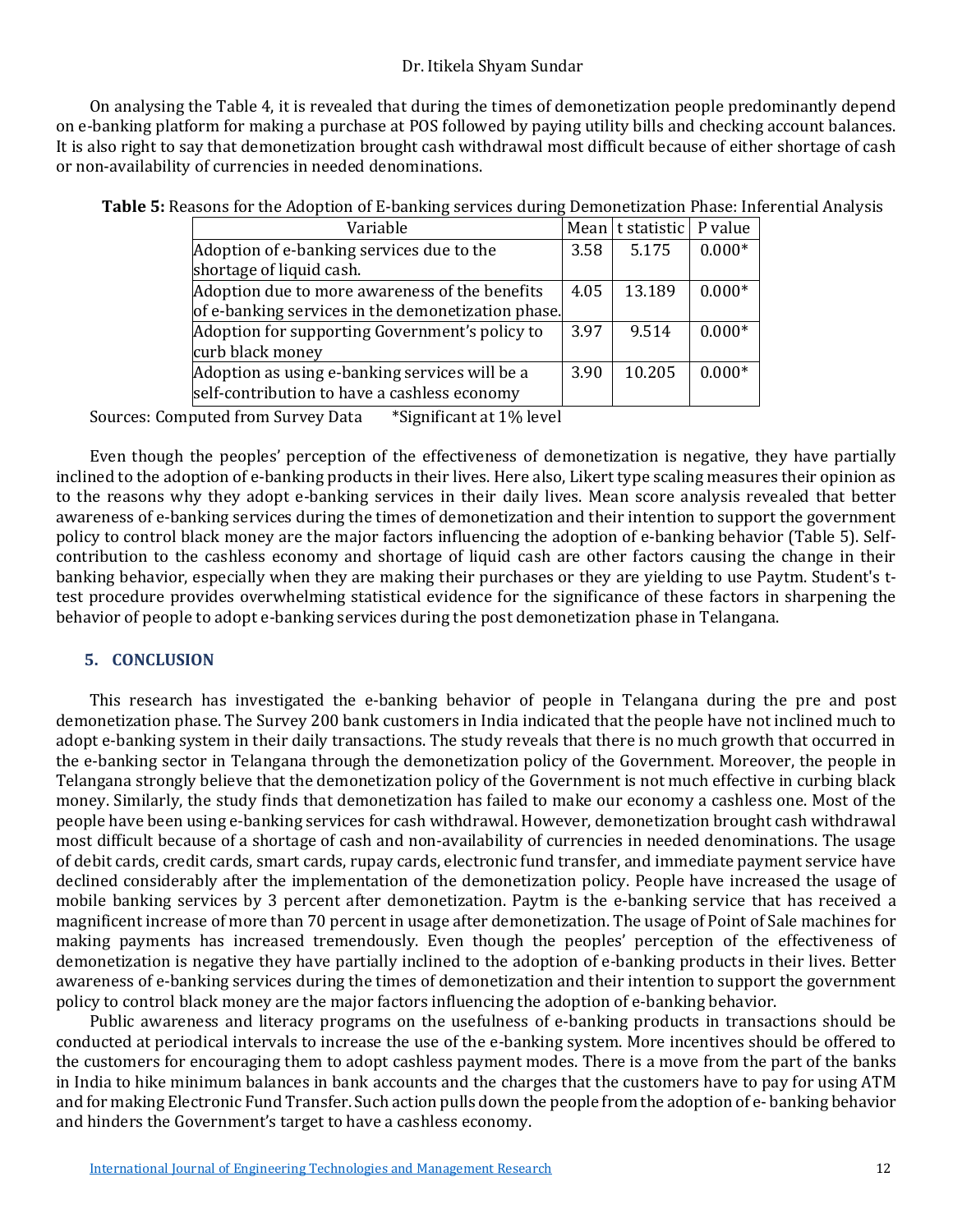On analysing the Table 4, it is revealed that during the times of demonetization people predominantly depend on e-banking platform for making a purchase at POS followed by paying utility bills and checking account balances. It is also right to say that demonetization brought cash withdrawal most difficult because of either shortage of cash or non-availability of currencies in needed denominations.

**Table 5:** Reasons for the Adoption of E-banking services during Demonetization Phase: Inferential Analysis

| Variable | Mean | t statistic | P value |
|---|---|---|---|
| Adoption of e-banking services due to the shortage of liquid cash. | 3.58 | 5.175 | 0.000* |
| Adoption due to more awareness of the benefits of e-banking services in the demonetization phase. | 4.05 | 13.189 | 0.000* |
| Adoption for supporting Government's policy to curb black money | 3.97 | 9.514 | 0.000* |
| Adoption as using e-banking services will be a self-contribution to have a cashless economy | 3.90 | 10.205 | 0.000* |

Sources: Computed from Survey Data *Significant at 1% level

Even though the peoples' perception of the effectiveness of demonetization is negative, they have partially inclined to the adoption of e-banking products in their lives. Here also, Likert type scaling measures their opinion as to the reasons why they adopt e-banking services in their daily lives. Mean score analysis revealed that better awareness of e-banking services during the times of demonetization and their intention to support the government policy to control black money are the major factors influencing the adoption of e-banking behavior (Table 5). Self-contribution to the cashless economy and shortage of liquid cash are other factors causing the change in their banking behavior, especially when they are making their purchases or they are yielding to use Paytm. Student's t-test procedure provides overwhelming statistical evidence for the significance of these factors in sharpening the behavior of people to adopt e-banking services during the post demonetization phase in Telangana.

## 5. CONCLUSION

This research has investigated the e-banking behavior of people in Telangana during the pre and post demonetization phase. The Survey 200 bank customers in India indicated that the people have not inclined much to adopt e-banking system in their daily transactions. The study reveals that there is no much growth that occurred in the e-banking sector in Telangana through the demonetization policy of the Government. Moreover, the people in Telangana strongly believe that the demonetization policy of the Government is not much effective in curbing black money. Similarly, the study finds that demonetization has failed to make our economy a cashless one. Most of the people have been using e-banking services for cash withdrawal. However, demonetization brought cash withdrawal most difficult because of a shortage of cash and non-availability of currencies in needed denominations. The usage of debit cards, credit cards, smart cards, rupay cards, electronic fund transfer, and immediate payment service have declined considerably after the implementation of the demonetization policy. People have increased the usage of mobile banking services by 3 percent after demonetization. Paytm is the e-banking service that has received a magnificent increase of more than 70 percent in usage after demonetization. The usage of Point of Sale machines for making payments has increased tremendously. Even though the peoples' perception of the effectiveness of demonetization is negative they have partially inclined to the adoption of e-banking products in their lives. Better awareness of e-banking services during the times of demonetization and their intention to support the government policy to control black money are the major factors influencing the adoption of e-banking behavior.

Public awareness and literacy programs on the usefulness of e-banking products in transactions should be conducted at periodical intervals to increase the use of the e-banking system. More incentives should be offered to the customers for encouraging them to adopt cashless payment modes. There is a move from the part of the banks in India to hike minimum balances in bank accounts and the charges that the customers have to pay for using ATM and for making Electronic Fund Transfer. Such action pulls down the people from the adoption of e- banking behavior and hinders the Government's target to have a cashless economy.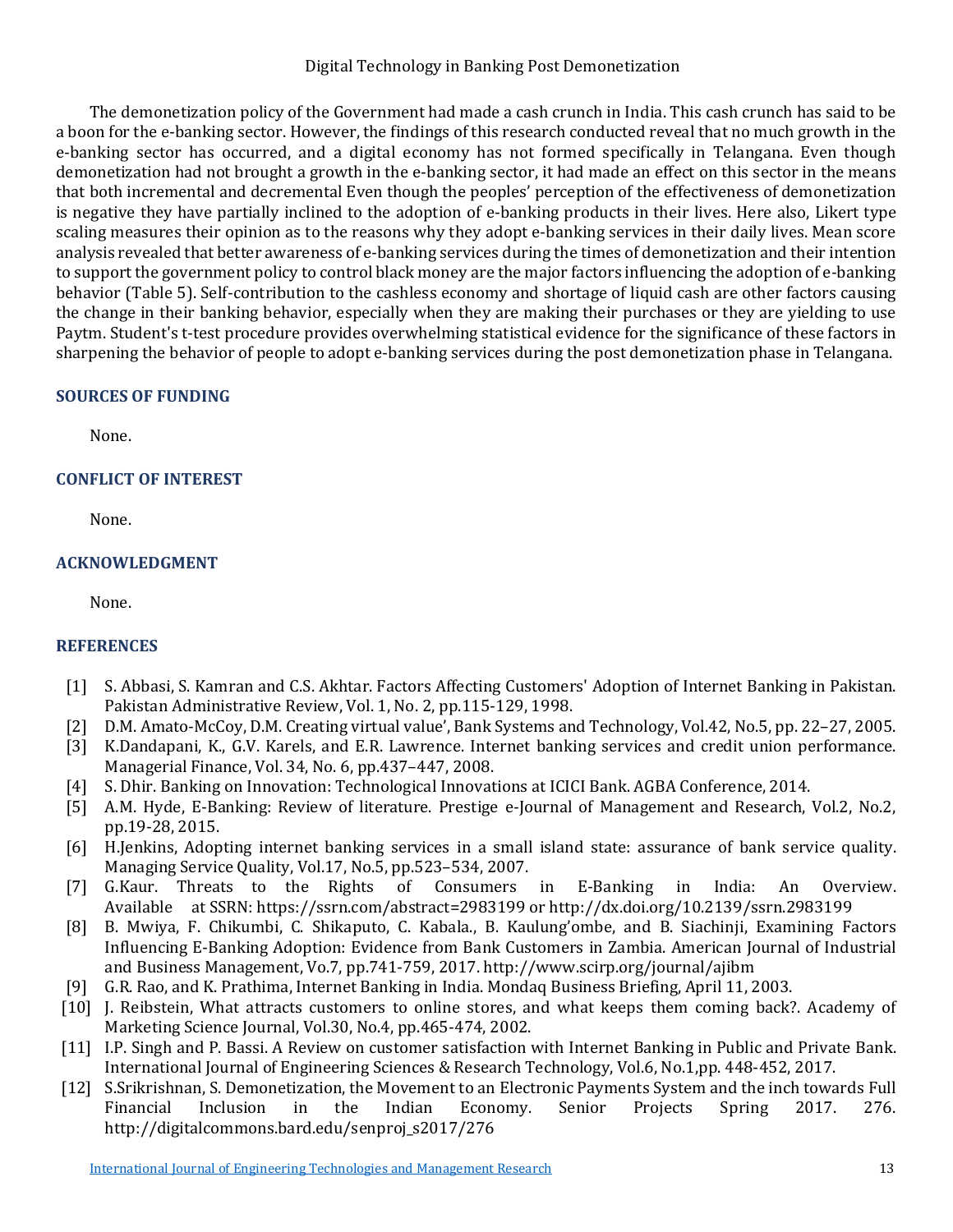The demonetization policy of the Government had made a cash crunch in India. This cash crunch has said to be a boon for the e-banking sector. However, the findings of this research conducted reveal that no much growth in the e-banking sector has occurred, and a digital economy has not formed specifically in Telangana. Even though demonetization had not brought a growth in the e-banking sector, it had made an effect on this sector in the means that both incremental and decremental Even though the peoples' perception of the effectiveness of demonetization is negative they have partially inclined to the adoption of e-banking products in their lives. Here also, Likert type scaling measures their opinion as to the reasons why they adopt e-banking services in their daily lives. Mean score analysis revealed that better awareness of e-banking services during the times of demonetization and their intention to support the government policy to control black money are the major factors influencing the adoption of e-banking behavior (Table 5). Self-contribution to the cashless economy and shortage of liquid cash are other factors causing the change in their banking behavior, especially when they are making their purchases or they are yielding to use Paytm. Student's t-test procedure provides overwhelming statistical evidence for the significance of these factors in sharpening the behavior of people to adopt e-banking services during the post demonetization phase in Telangana.

## SOURCES OF FUNDING

None.

## CONFLICT OF INTEREST

None.

## ACKNOWLEDGMENT

None.

## REFERENCES

[1] S. Abbasi, S. Kamran and C.S. Akhtar. Factors Affecting Customers' Adoption of Internet Banking in Pakistan. Pakistan Administrative Review, Vol. 1, No. 2, pp.115-129, 1998.

[2] D.M. Amato-McCoy, D.M. Creating virtual value', Bank Systems and Technology, Vol.42, No.5, pp. 22–27, 2005.

[3] K.Dandapani, K., G.V. Karels, and E.R. Lawrence. Internet banking services and credit union performance. Managerial Finance, Vol. 34, No. 6, pp.437–447, 2008.

[4] S. Dhir. Banking on Innovation: Technological Innovations at ICICI Bank. AGBA Conference, 2014.

[5] A.M. Hyde, E-Banking: Review of literature. Prestige e-Journal of Management and Research, Vol.2, No.2, pp.19-28, 2015.

[6] H.Jenkins, Adopting internet banking services in a small island state: assurance of bank service quality. Managing Service Quality, Vol.17, No.5, pp.523–534, 2007.

[7] G.Kaur. Threats to the Rights of Consumers in E-Banking in India: An Overview. Available at SSRN: https://ssrn.com/abstract=2983199 or http://dx.doi.org/10.2139/ssrn.2983199

[8] B. Mwiya, F. Chikumbi, C. Shikaputo, C. Kabala., B. Kaulung'ombe, and B. Siachinji, Examining Factors Influencing E-Banking Adoption: Evidence from Bank Customers in Zambia. American Journal of Industrial and Business Management, Vo.7, pp.741-759, 2017. http://www.scirp.org/journal/ajibm

[9] G.R. Rao, and K. Prathima, Internet Banking in India. Mondaq Business Briefing, April 11, 2003.

[10] J. Reibstein, What attracts customers to online stores, and what keeps them coming back?. Academy of Marketing Science Journal, Vol.30, No.4, pp.465-474, 2002.

[11] I.P. Singh and P. Bassi. A Review on customer satisfaction with Internet Banking in Public and Private Bank. International Journal of Engineering Sciences & Research Technology, Vol.6, No.1,pp. 448-452, 2017.

[12] S.Srikrishnan, S. Demonetization, the Movement to an Electronic Payments System and the inch towards Full Financial Inclusion in the Indian Economy. Senior Projects Spring 2017. 276. http://digitalcommons.bard.edu/senproj_s2017/276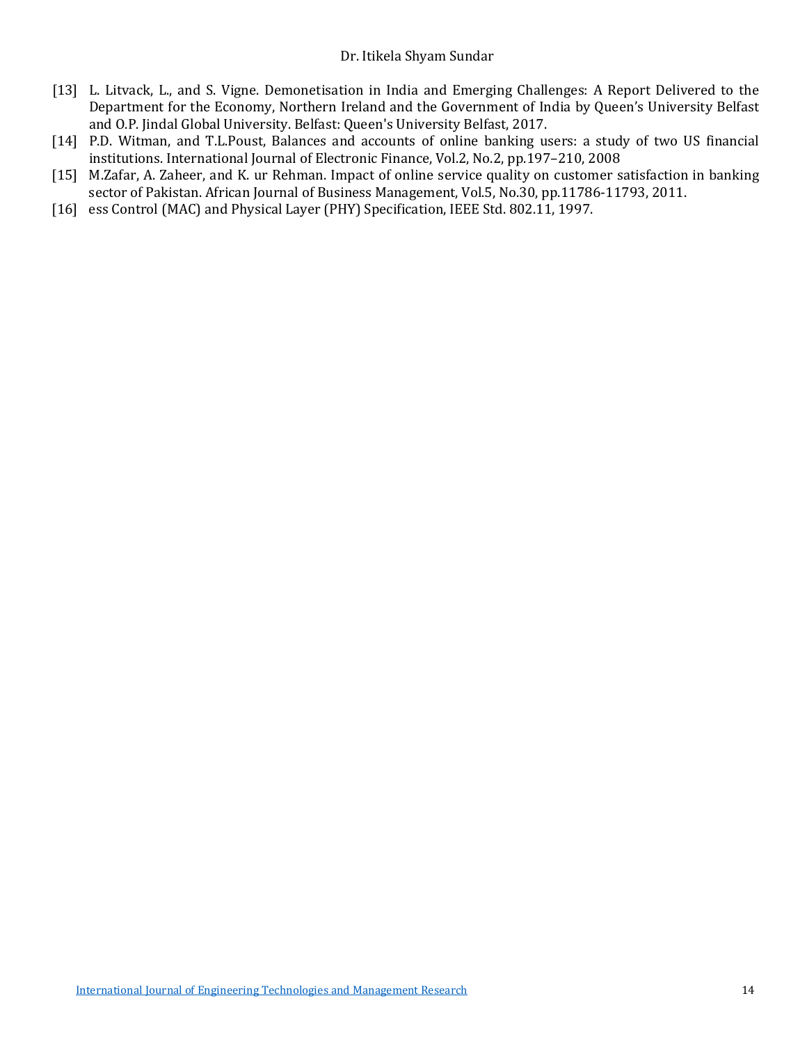[13] L. Litvack, L., and S. Vigne. Demonetisation in India and Emerging Challenges: A Report Delivered to the Department for the Economy, Northern Ireland and the Government of India by Queen's University Belfast and O.P. Jindal Global University. Belfast: Queen's University Belfast, 2017.

[14] P.D. Witman, and T.L.Poust, Balances and accounts of online banking users: a study of two US financial institutions. International Journal of Electronic Finance, Vol.2, No.2, pp.197–210, 2008

[15] M.Zafar, A. Zaheer, and K. ur Rehman. Impact of online service quality on customer satisfaction in banking sector of Pakistan. African Journal of Business Management, Vol.5, No.30, pp.11786-11793, 2011.

[16] ess Control (MAC) and Physical Layer (PHY) Specification, IEEE Std. 802.11, 1997.